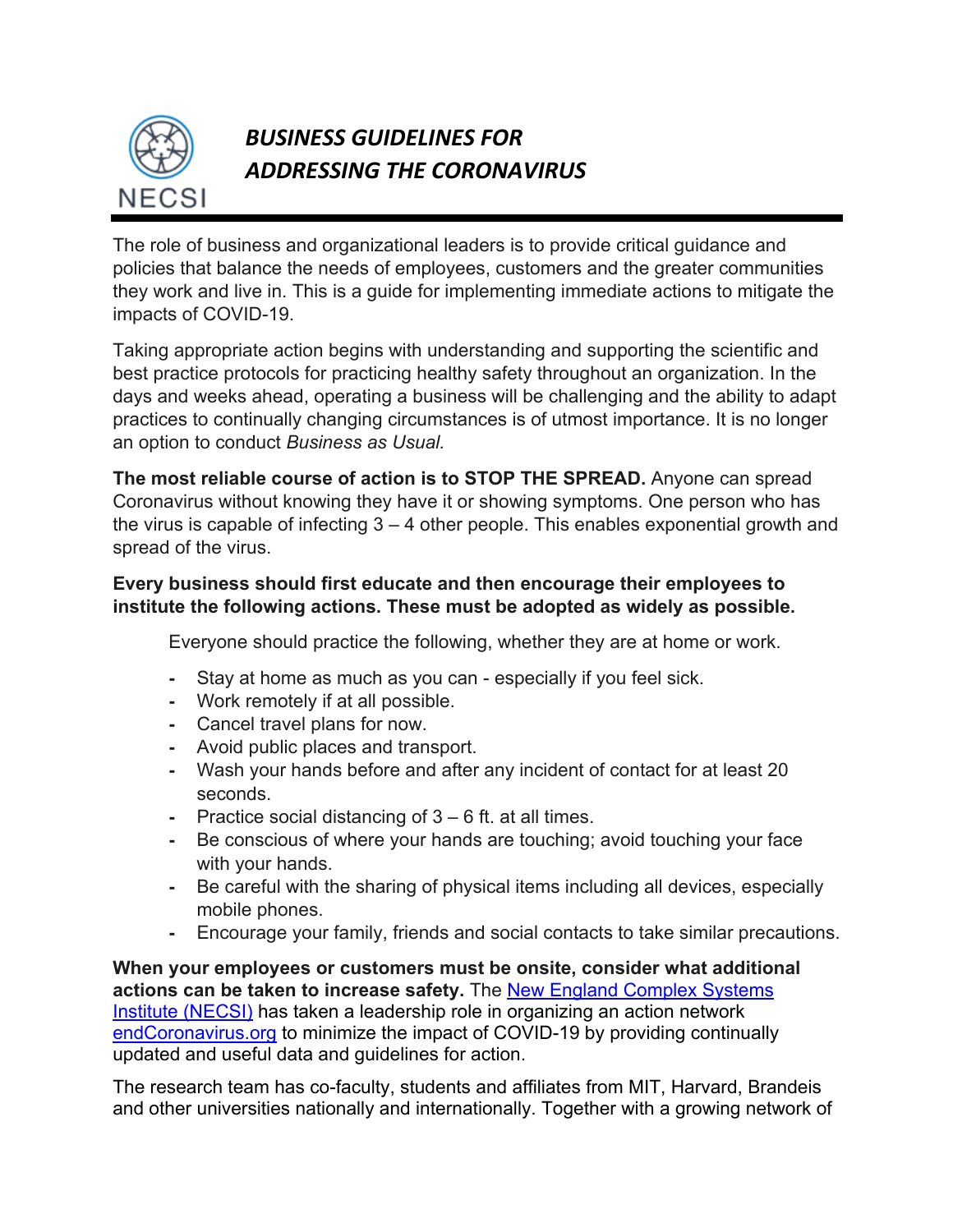# *BUSINESS GUIDELINES FOR ADDRESSING THE CORONAVIRUS*

The role of business and organizational leaders is to provide critical guidance and policies that balance the needs of employees, customers and the greater communities they work and live in. This is a guide for implementing immediate actions to mitigate the impacts of COVID-19.

Taking appropriate action begins with understanding and supporting the scientific and best practice protocols for practicing healthy safety throughout an organization. In the days and weeks ahead, operating a business will be challenging and the ability to adapt practices to continually changing circumstances is of utmost importance. It is no longer an option to conduct *Business as Usual.*

**The most reliable course of action is to STOP THE SPREAD.** Anyone can spread Coronavirus without knowing they have it or showing symptoms. One person who has the virus is capable of infecting 3 – 4 other people. This enables exponential growth and spread of the virus.

**Every business should first educate and then encourage their employees to institute the following actions. These must be adopted as widely as possible.**

Everyone should practice the following, whether they are at home or work.

- Stay at home as much as you can - especially if you feel sick.
- Work remotely if at all possible.
- Cancel travel plans for now.
- Avoid public places and transport.
- Wash your hands before and after any incident of contact for at least 20 seconds.
- Practice social distancing of 3 – 6 ft. at all times.
- Be conscious of where your hands are touching; avoid touching your face with your hands.
- Be careful with the sharing of physical items including all devices, especially mobile phones.
- Encourage your family, friends and social contacts to take similar precautions.

**When your employees or customers must be onsite, consider what additional actions can be taken to increase safety.** The New England Complex Systems Institute (NECSI) has taken a leadership role in organizing an action network endCoronavirus.org to minimize the impact of COVID-19 by providing continually updated and useful data and guidelines for action.

The research team has co-faculty, students and affiliates from MIT, Harvard, Brandeis and other universities nationally and internationally. Together with a growing network of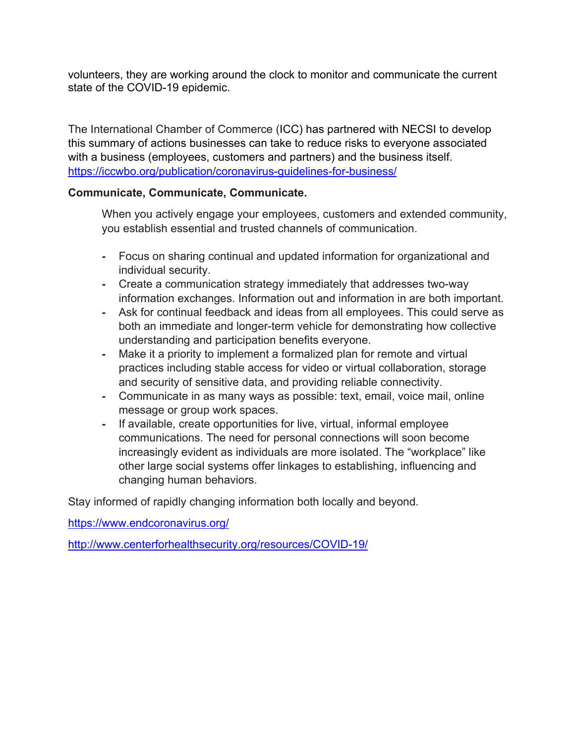volunteers, they are working around the clock to monitor and communicate the current state of the COVID-19 epidemic.

The International Chamber of Commerce (ICC) has partnered with NECSI to develop this summary of actions businesses can take to reduce risks to everyone associated with a business (employees, customers and partners) and the business itself. https://iccwbo.org/publication/coronavirus-guidelines-for-business/

**Communicate, Communicate, Communicate.**

When you actively engage your employees, customers and extended community, you establish essential and trusted channels of communication.

- Focus on sharing continual and updated information for organizational and individual security.
- Create a communication strategy immediately that addresses two-way information exchanges. Information out and information in are both important.
- Ask for continual feedback and ideas from all employees. This could serve as both an immediate and longer-term vehicle for demonstrating how collective understanding and participation benefits everyone.
- Make it a priority to implement a formalized plan for remote and virtual practices including stable access for video or virtual collaboration, storage and security of sensitive data, and providing reliable connectivity.
- Communicate in as many ways as possible: text, email, voice mail, online message or group work spaces.
- If available, create opportunities for live, virtual, informal employee communications. The need for personal connections will soon become increasingly evident as individuals are more isolated. The "workplace" like other large social systems offer linkages to establishing, influencing and changing human behaviors.

Stay informed of rapidly changing information both locally and beyond.

https://www.endcoronavirus.org/

http://www.centerforhealthsecurity.org/resources/COVID-19/